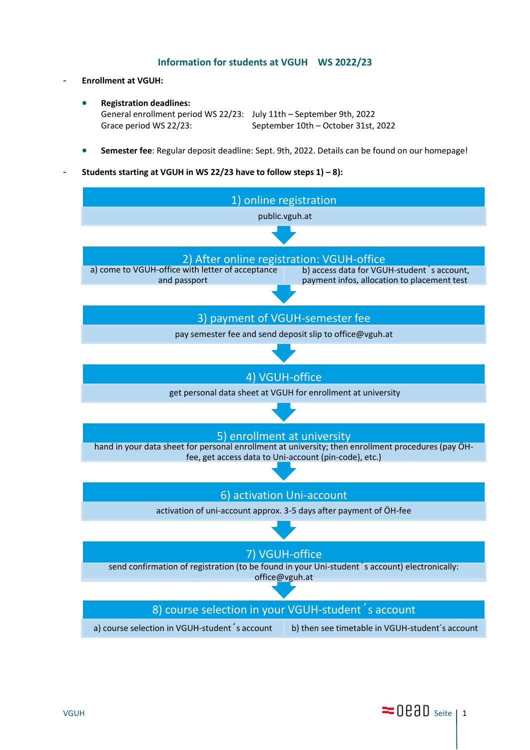# Information for students at VGUH WS 2022/23

- **Enrollment at VGUH:**

  - **Registration deadlines:**
    General enrollment period WS 22/23: July 11th – September 9th, 2022
    Grace period WS 22/23: September 10th – October 31st, 2022

  - **Semester fee**: Regular deposit deadline: Sept. 9th, 2022. Details can be found on our homepage!

- **Students starting at VGUH in WS 22/23 have to follow steps 1) – 8):**

### 1) online registration

public.vguh.at

### 2) After online registration: VGUH-office

a) come to VGUH-office with letter of acceptance and passport

b) access data for VGUH-student´s account, payment infos, allocation to placement test

### 3) payment of VGUH-semester fee

pay semester fee and send deposit slip to office@vguh.at

### 4) VGUH-office

get personal data sheet at VGUH for enrollment at university

### 5) enrollment at university

hand in your data sheet for personal enrollment at university; then enrollment procedures (pay ÖH-fee, get access data to Uni-account (pin-code), etc.)

### 6) activation Uni-account

activation of uni-account approx. 3-5 days after payment of ÖH-fee

### 7) VGUH-office

send confirmation of registration (to be found in your Uni-student´s account) electronically: office@vguh.at

### 8) course selection in your VGUH-student´s account

a) course selection in VGUH-student´s account

b) then see timetable in VGUH-student´s account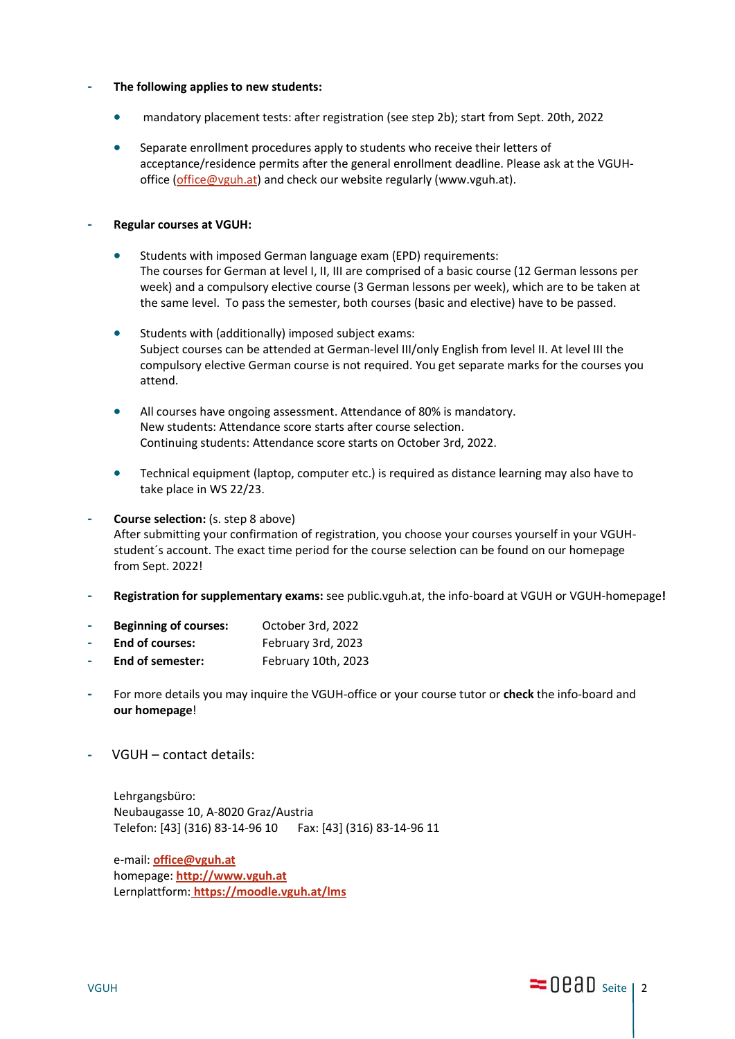- **The following applies to new students:**

  - mandatory placement tests: after registration (see step 2b); start from Sept. 20th, 2022
  - Separate enrollment procedures apply to students who receive their letters of acceptance/residence permits after the general enrollment deadline. Please ask at the VGUH-office (office@vguh.at) and check our website regularly (www.vguh.at).

- **Regular courses at VGUH:**

  - Students with imposed German language exam (EPD) requirements:
    The courses for German at level I, II, III are comprised of a basic course (12 German lessons per week) and a compulsory elective course (3 German lessons per week), which are to be taken at the same level. To pass the semester, both courses (basic and elective) have to be passed.
  - Students with (additionally) imposed subject exams:
    Subject courses can be attended at German-level III/only English from level II. At level III the compulsory elective German course is not required. You get separate marks for the courses you attend.
  - All courses have ongoing assessment. Attendance of 80% is mandatory.
    New students: Attendance score starts after course selection.
    Continuing students: Attendance score starts on October 3rd, 2022.
  - Technical equipment (laptop, computer etc.) is required as distance learning may also have to take place in WS 22/23.

- **Course selection:** (s. step 8 above)
  After submitting your confirmation of registration, you choose your courses yourself in your VGUH-student´s account. The exact time period for the course selection can be found on our homepage from Sept. 2022!

- **Registration for supplementary exams:** see public.vguh.at, the info-board at VGUH or VGUH-homepage**!**

- **Beginning of courses:** October 3rd, 2022
- **End of courses:** February 3rd, 2023
- **End of semester:** February 10th, 2023

- For more details you may inquire the VGUH-office or your course tutor or **check** the info-board and **our homepage**!

- VGUH – contact details:

  Lehrgangsbüro:
  Neubaugasse 10, A-8020 Graz/Austria
  Telefon: [43] (316) 83-14-96 10 Fax: [43] (316) 83-14-96 11

  e-mail: **office@vguh.at**
  homepage: **http://www.vguh.at**
  Lernplattform: **https://moodle.vguh.at/lms**